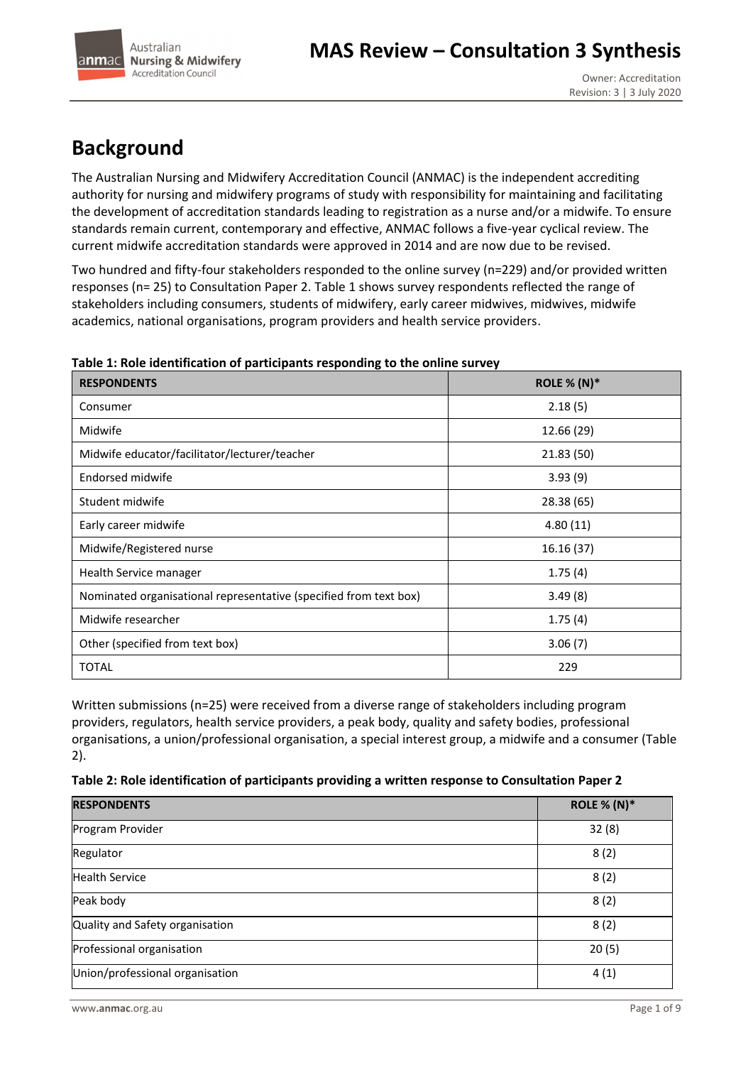# MAS Review – Consultation 3 Synthesis

Owner: Accreditation
Revision: 3 | 3 July 2020

## Background

The Australian Nursing and Midwifery Accreditation Council (ANMAC) is the independent accrediting authority for nursing and midwifery programs of study with responsibility for maintaining and facilitating the development of accreditation standards leading to registration as a nurse and/or a midwife. To ensure standards remain current, contemporary and effective, ANMAC follows a five-year cyclical review. The current midwife accreditation standards were approved in 2014 and are now due to be revised.

Two hundred and fifty-four stakeholders responded to the online survey (n=229) and/or provided written responses (n= 25) to Consultation Paper 2. Table 1 shows survey respondents reflected the range of stakeholders including consumers, students of midwifery, early career midwives, midwives, midwife academics, national organisations, program providers and health service providers.

**Table 1: Role identification of participants responding to the online survey**

| RESPONDENTS | ROLE % (N)* |
|---|---|
| Consumer | 2.18 (5) |
| Midwife | 12.66 (29) |
| Midwife educator/facilitator/lecturer/teacher | 21.83 (50) |
| Endorsed midwife | 3.93 (9) |
| Student midwife | 28.38 (65) |
| Early career midwife | 4.80 (11) |
| Midwife/Registered nurse | 16.16 (37) |
| Health Service manager | 1.75 (4) |
| Nominated organisational representative (specified from text box) | 3.49 (8) |
| Midwife researcher | 1.75 (4) |
| Other (specified from text box) | 3.06 (7) |
| TOTAL | 229 |

Written submissions (n=25) were received from a diverse range of stakeholders including program providers, regulators, health service providers, a peak body, quality and safety bodies, professional organisations, a union/professional organisation, a special interest group, a midwife and a consumer (Table 2).

**Table 2: Role identification of participants providing a written response to Consultation Paper 2**

| RESPONDENTS | ROLE % (N)* |
|---|---|
| Program Provider | 32 (8) |
| Regulator | 8 (2) |
| Health Service | 8 (2) |
| Peak body | 8 (2) |
| Quality and Safety organisation | 8 (2) |
| Professional organisation | 20 (5) |
| Union/professional organisation | 4 (1) |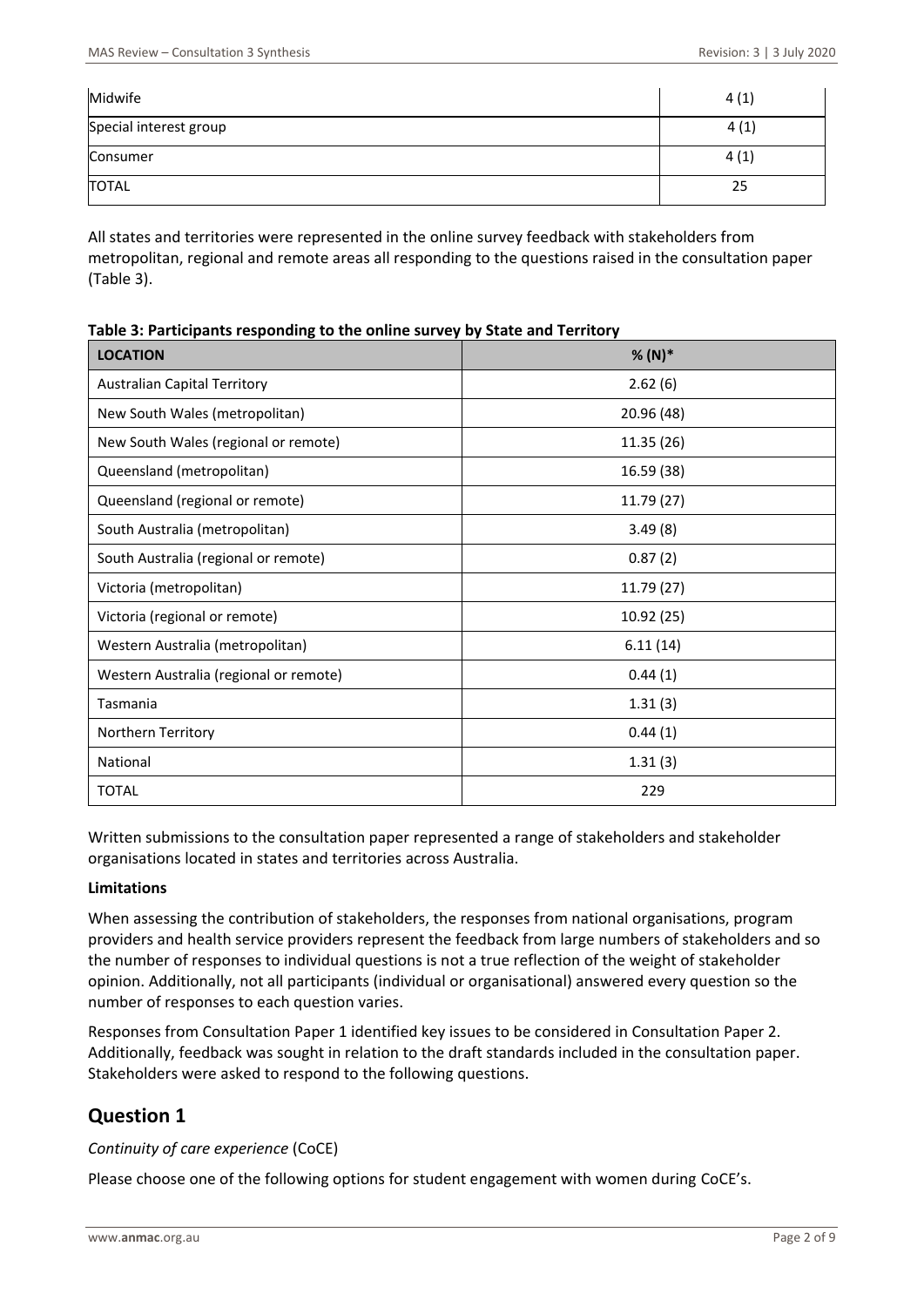| Midwife | 4 (1) |
| --- | --- |
| Special interest group | 4 (1) |
| Consumer | 4 (1) |
| TOTAL | 25 |

All states and territories were represented in the online survey feedback with stakeholders from metropolitan, regional and remote areas all responding to the questions raised in the consultation paper (Table 3).

**Table 3: Participants responding to the online survey by State and Territory**

| LOCATION | % (N)* |
| --- | --- |
| Australian Capital Territory | 2.62 (6) |
| New South Wales (metropolitan) | 20.96 (48) |
| New South Wales (regional or remote) | 11.35 (26) |
| Queensland (metropolitan) | 16.59 (38) |
| Queensland (regional or remote) | 11.79 (27) |
| South Australia (metropolitan) | 3.49 (8) |
| South Australia (regional or remote) | 0.87 (2) |
| Victoria (metropolitan) | 11.79 (27) |
| Victoria (regional or remote) | 10.92 (25) |
| Western Australia (metropolitan) | 6.11 (14) |
| Western Australia (regional or remote) | 0.44 (1) |
| Tasmania | 1.31 (3) |
| Northern Territory | 0.44 (1) |
| National | 1.31 (3) |
| TOTAL | 229 |

Written submissions to the consultation paper represented a range of stakeholders and stakeholder organisations located in states and territories across Australia.

**Limitations**

When assessing the contribution of stakeholders, the responses from national organisations, program providers and health service providers represent the feedback from large numbers of stakeholders and so the number of responses to individual questions is not a true reflection of the weight of stakeholder opinion. Additionally, not all participants (individual or organisational) answered every question so the number of responses to each question varies.

Responses from Consultation Paper 1 identified key issues to be considered in Consultation Paper 2. Additionally, feedback was sought in relation to the draft standards included in the consultation paper. Stakeholders were asked to respond to the following questions.

## Question 1

*Continuity of care experience* (CoCE)

Please choose one of the following options for student engagement with women during CoCE's.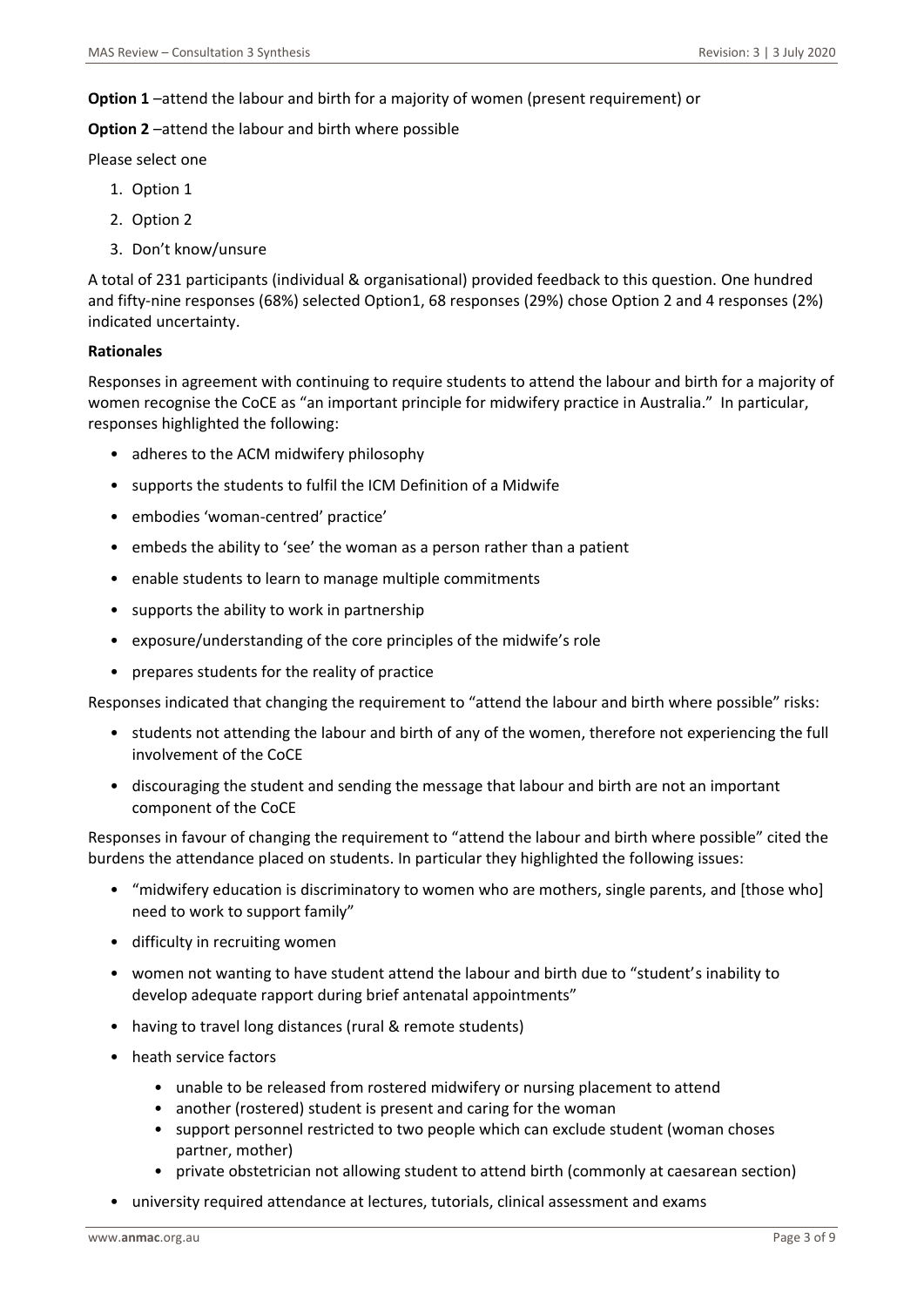**Option 1** –attend the labour and birth for a majority of women (present requirement) or

**Option 2** –attend the labour and birth where possible

Please select one

1. Option 1
2. Option 2
3. Don't know/unsure

A total of 231 participants (individual & organisational) provided feedback to this question. One hundred and fifty-nine responses (68%) selected Option1, 68 responses (29%) chose Option 2 and 4 responses (2%) indicated uncertainty.

**Rationales**

Responses in agreement with continuing to require students to attend the labour and birth for a majority of women recognise the CoCE as "an important principle for midwifery practice in Australia." In particular, responses highlighted the following:

- adheres to the ACM midwifery philosophy
- supports the students to fulfil the ICM Definition of a Midwife
- embodies 'woman-centred' practice'
- embeds the ability to 'see' the woman as a person rather than a patient
- enable students to learn to manage multiple commitments
- supports the ability to work in partnership
- exposure/understanding of the core principles of the midwife's role
- prepares students for the reality of practice

Responses indicated that changing the requirement to "attend the labour and birth where possible" risks:

- students not attending the labour and birth of any of the women, therefore not experiencing the full involvement of the CoCE
- discouraging the student and sending the message that labour and birth are not an important component of the CoCE

Responses in favour of changing the requirement to "attend the labour and birth where possible" cited the burdens the attendance placed on students. In particular they highlighted the following issues:

- "midwifery education is discriminatory to women who are mothers, single parents, and [those who] need to work to support family"
- difficulty in recruiting women
- women not wanting to have student attend the labour and birth due to "student's inability to develop adequate rapport during brief antenatal appointments"
- having to travel long distances (rural & remote students)
- heath service factors
  - unable to be released from rostered midwifery or nursing placement to attend
  - another (rostered) student is present and caring for the woman
  - support personnel restricted to two people which can exclude student (woman choses partner, mother)
  - private obstetrician not allowing student to attend birth (commonly at caesarean section)
- university required attendance at lectures, tutorials, clinical assessment and exams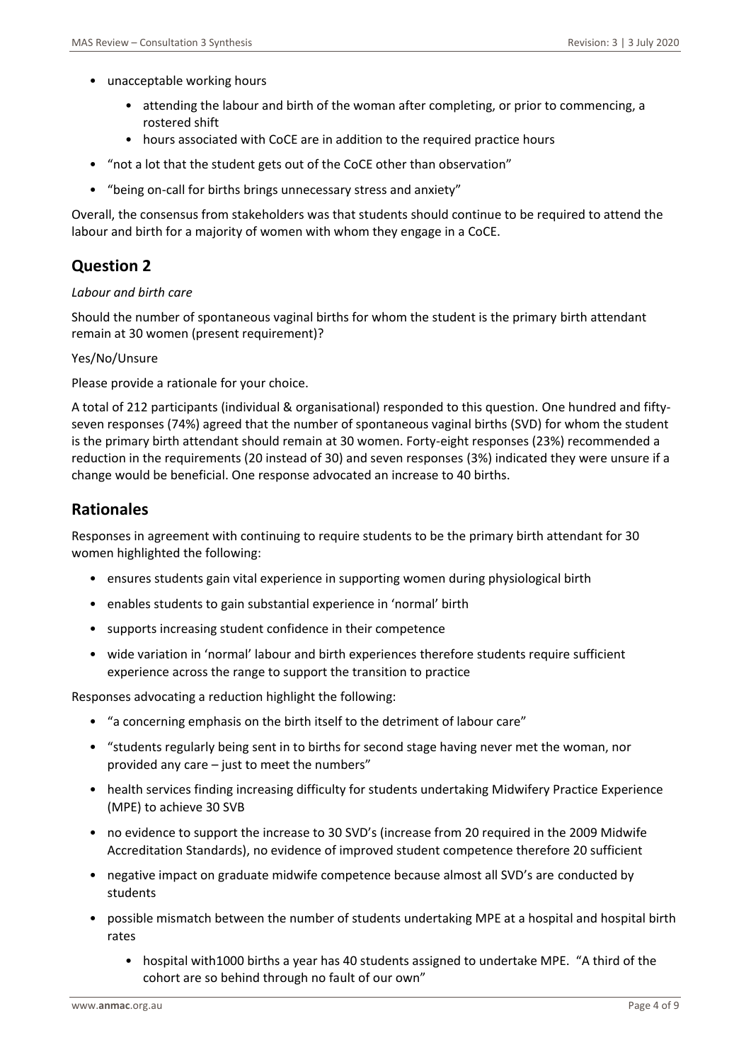- unacceptable working hours
    - attending the labour and birth of the woman after completing, or prior to commencing, a rostered shift
    - hours associated with CoCE are in addition to the required practice hours
- "not a lot that the student gets out of the CoCE other than observation"
- "being on-call for births brings unnecessary stress and anxiety"

Overall, the consensus from stakeholders was that students should continue to be required to attend the labour and birth for a majority of women with whom they engage in a CoCE.

## Question 2

*Labour and birth care*

Should the number of spontaneous vaginal births for whom the student is the primary birth attendant remain at 30 women (present requirement)?

Yes/No/Unsure

Please provide a rationale for your choice.

A total of 212 participants (individual & organisational) responded to this question. One hundred and fifty-seven responses (74%) agreed that the number of spontaneous vaginal births (SVD) for whom the student is the primary birth attendant should remain at 30 women. Forty-eight responses (23%) recommended a reduction in the requirements (20 instead of 30) and seven responses (3%) indicated they were unsure if a change would be beneficial. One response advocated an increase to 40 births.

## Rationales

Responses in agreement with continuing to require students to be the primary birth attendant for 30 women highlighted the following:

- ensures students gain vital experience in supporting women during physiological birth
- enables students to gain substantial experience in 'normal' birth
- supports increasing student confidence in their competence
- wide variation in 'normal' labour and birth experiences therefore students require sufficient experience across the range to support the transition to practice

Responses advocating a reduction highlight the following:

- "a concerning emphasis on the birth itself to the detriment of labour care"
- "students regularly being sent in to births for second stage having never met the woman, nor provided any care – just to meet the numbers"
- health services finding increasing difficulty for students undertaking Midwifery Practice Experience (MPE) to achieve 30 SVB
- no evidence to support the increase to 30 SVD's (increase from 20 required in the 2009 Midwife Accreditation Standards), no evidence of improved student competence therefore 20 sufficient
- negative impact on graduate midwife competence because almost all SVD's are conducted by students
- possible mismatch between the number of students undertaking MPE at a hospital and hospital birth rates
    - hospital with1000 births a year has 40 students assigned to undertake MPE. "A third of the cohort are so behind through no fault of our own"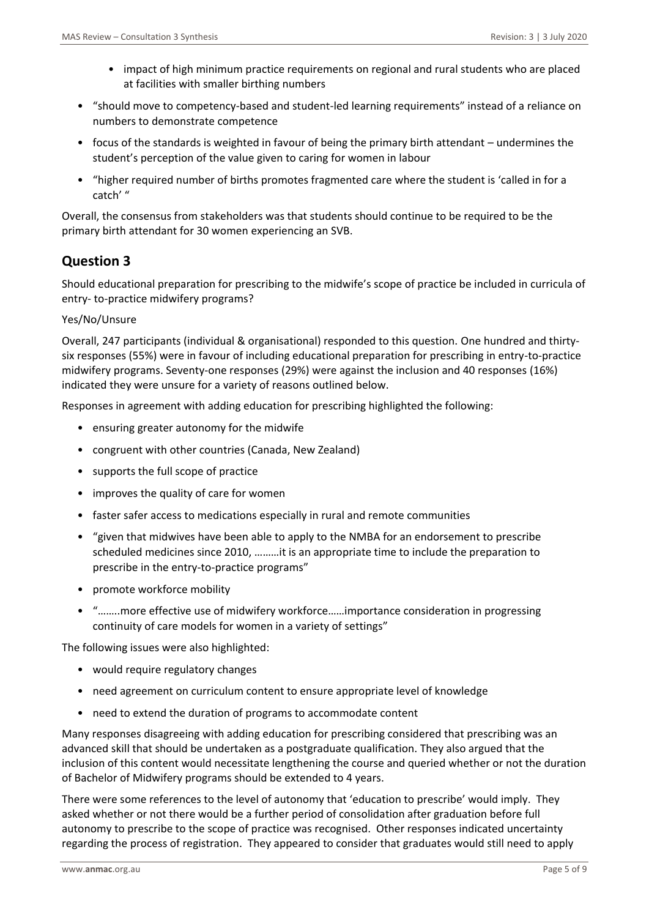- impact of high minimum practice requirements on regional and rural students who are placed at facilities with smaller birthing numbers
- "should move to competency-based and student-led learning requirements" instead of a reliance on numbers to demonstrate competence
- focus of the standards is weighted in favour of being the primary birth attendant – undermines the student's perception of the value given to caring for women in labour
- "higher required number of births promotes fragmented care where the student is 'called in for a catch' "

Overall, the consensus from stakeholders was that students should continue to be required to be the primary birth attendant for 30 women experiencing an SVB.

## Question 3

Should educational preparation for prescribing to the midwife's scope of practice be included in curricula of entry- to-practice midwifery programs?

Yes/No/Unsure

Overall, 247 participants (individual & organisational) responded to this question. One hundred and thirty-six responses (55%) were in favour of including educational preparation for prescribing in entry-to-practice midwifery programs. Seventy-one responses (29%) were against the inclusion and 40 responses (16%) indicated they were unsure for a variety of reasons outlined below.

Responses in agreement with adding education for prescribing highlighted the following:

- ensuring greater autonomy for the midwife
- congruent with other countries (Canada, New Zealand)
- supports the full scope of practice
- improves the quality of care for women
- faster safer access to medications especially in rural and remote communities
- "given that midwives have been able to apply to the NMBA for an endorsement to prescribe scheduled medicines since 2010, ………it is an appropriate time to include the preparation to prescribe in the entry-to-practice programs"
- promote workforce mobility
- "……..more effective use of midwifery workforce……importance consideration in progressing continuity of care models for women in a variety of settings"

The following issues were also highlighted:

- would require regulatory changes
- need agreement on curriculum content to ensure appropriate level of knowledge
- need to extend the duration of programs to accommodate content

Many responses disagreeing with adding education for prescribing considered that prescribing was an advanced skill that should be undertaken as a postgraduate qualification. They also argued that the inclusion of this content would necessitate lengthening the course and queried whether or not the duration of Bachelor of Midwifery programs should be extended to 4 years.

There were some references to the level of autonomy that 'education to prescribe' would imply. They asked whether or not there would be a further period of consolidation after graduation before full autonomy to prescribe to the scope of practice was recognised. Other responses indicated uncertainty regarding the process of registration. They appeared to consider that graduates would still need to apply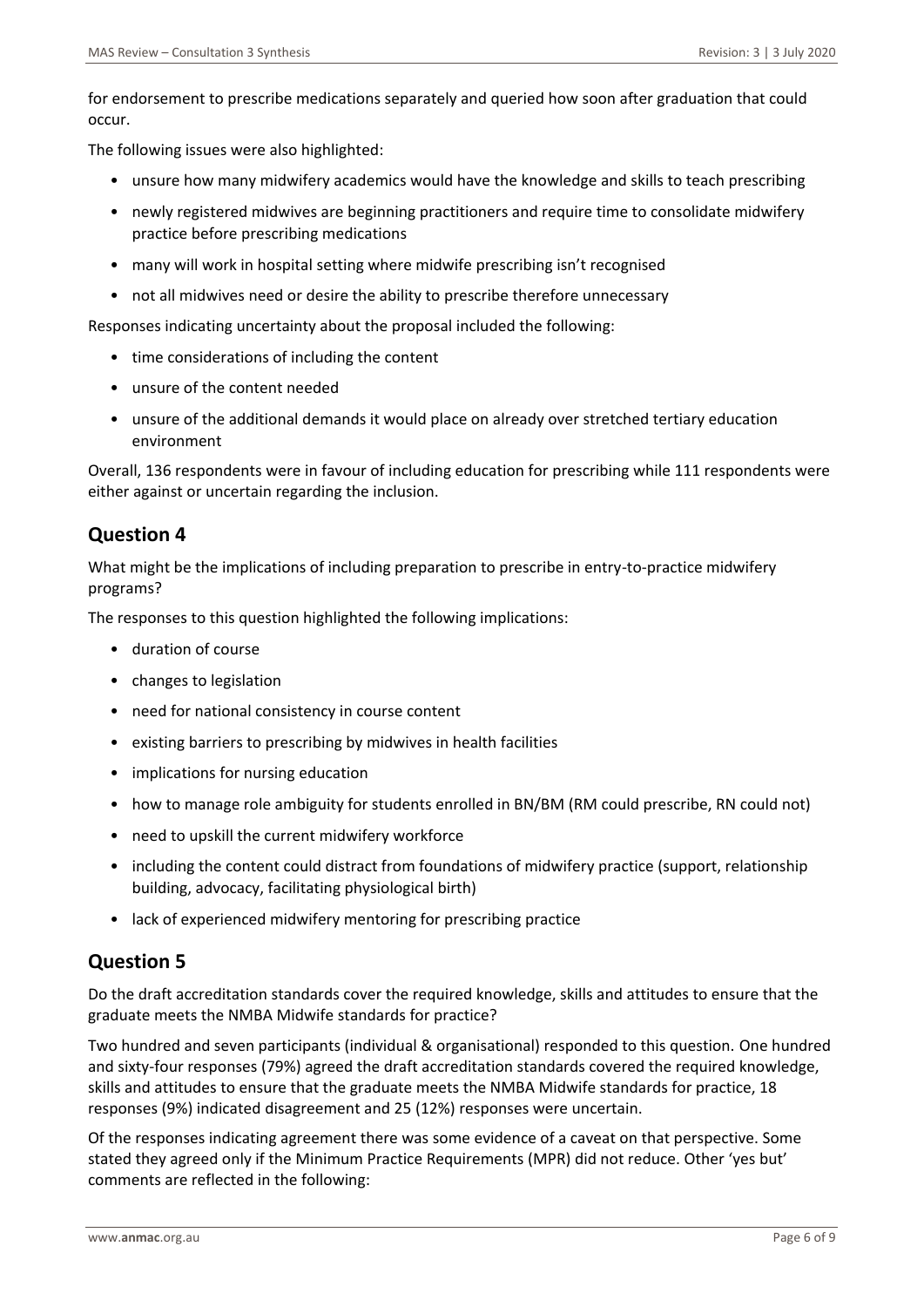for endorsement to prescribe medications separately and queried how soon after graduation that could occur.

The following issues were also highlighted:

- unsure how many midwifery academics would have the knowledge and skills to teach prescribing
- newly registered midwives are beginning practitioners and require time to consolidate midwifery practice before prescribing medications
- many will work in hospital setting where midwife prescribing isn't recognised
- not all midwives need or desire the ability to prescribe therefore unnecessary

Responses indicating uncertainty about the proposal included the following:

- time considerations of including the content
- unsure of the content needed
- unsure of the additional demands it would place on already over stretched tertiary education environment

Overall, 136 respondents were in favour of including education for prescribing while 111 respondents were either against or uncertain regarding the inclusion.

## Question 4

What might be the implications of including preparation to prescribe in entry-to-practice midwifery programs?

The responses to this question highlighted the following implications:

- duration of course
- changes to legislation
- need for national consistency in course content
- existing barriers to prescribing by midwives in health facilities
- implications for nursing education
- how to manage role ambiguity for students enrolled in BN/BM (RM could prescribe, RN could not)
- need to upskill the current midwifery workforce
- including the content could distract from foundations of midwifery practice (support, relationship building, advocacy, facilitating physiological birth)
- lack of experienced midwifery mentoring for prescribing practice

## Question 5

Do the draft accreditation standards cover the required knowledge, skills and attitudes to ensure that the graduate meets the NMBA Midwife standards for practice?

Two hundred and seven participants (individual & organisational) responded to this question. One hundred and sixty-four responses (79%) agreed the draft accreditation standards covered the required knowledge, skills and attitudes to ensure that the graduate meets the NMBA Midwife standards for practice, 18 responses (9%) indicated disagreement and 25 (12%) responses were uncertain.

Of the responses indicating agreement there was some evidence of a caveat on that perspective. Some stated they agreed only if the Minimum Practice Requirements (MPR) did not reduce. Other 'yes but' comments are reflected in the following: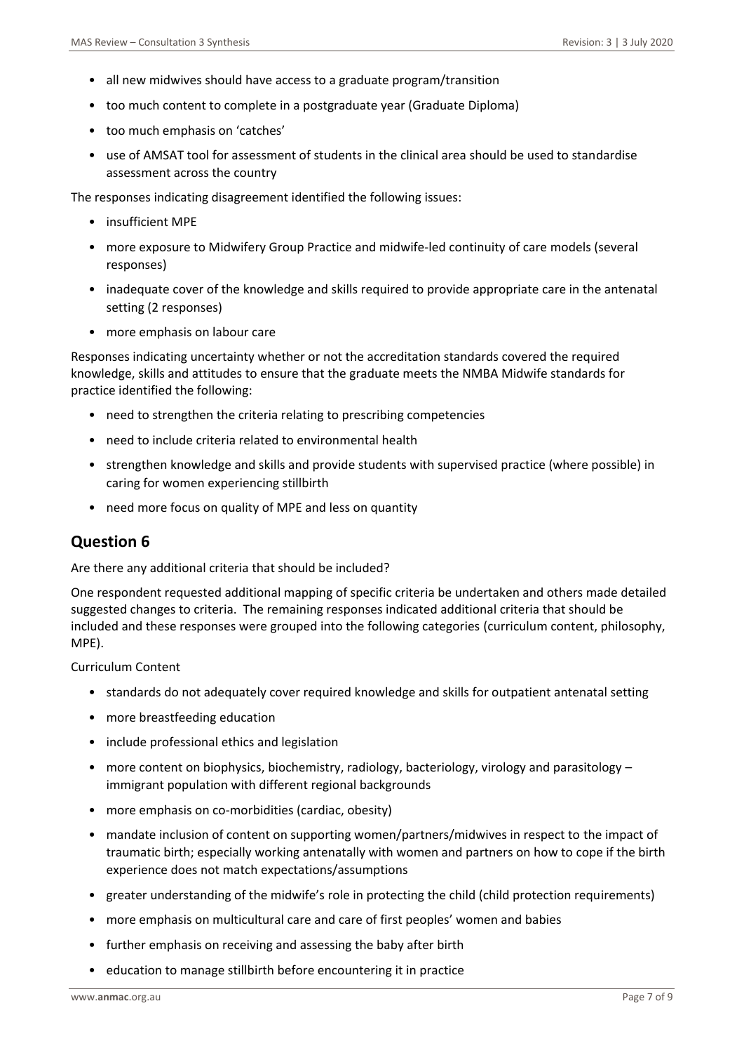- all new midwives should have access to a graduate program/transition
- too much content to complete in a postgraduate year (Graduate Diploma)
- too much emphasis on 'catches'
- use of AMSAT tool for assessment of students in the clinical area should be used to standardise assessment across the country

The responses indicating disagreement identified the following issues:

- insufficient MPE
- more exposure to Midwifery Group Practice and midwife-led continuity of care models (several responses)
- inadequate cover of the knowledge and skills required to provide appropriate care in the antenatal setting (2 responses)
- more emphasis on labour care

Responses indicating uncertainty whether or not the accreditation standards covered the required knowledge, skills and attitudes to ensure that the graduate meets the NMBA Midwife standards for practice identified the following:

- need to strengthen the criteria relating to prescribing competencies
- need to include criteria related to environmental health
- strengthen knowledge and skills and provide students with supervised practice (where possible) in caring for women experiencing stillbirth
- need more focus on quality of MPE and less on quantity

## Question 6

Are there any additional criteria that should be included?

One respondent requested additional mapping of specific criteria be undertaken and others made detailed suggested changes to criteria. The remaining responses indicated additional criteria that should be included and these responses were grouped into the following categories (curriculum content, philosophy, MPE).

Curriculum Content

- standards do not adequately cover required knowledge and skills for outpatient antenatal setting
- more breastfeeding education
- include professional ethics and legislation
- more content on biophysics, biochemistry, radiology, bacteriology, virology and parasitology – immigrant population with different regional backgrounds
- more emphasis on co-morbidities (cardiac, obesity)
- mandate inclusion of content on supporting women/partners/midwives in respect to the impact of traumatic birth; especially working antenatally with women and partners on how to cope if the birth experience does not match expectations/assumptions
- greater understanding of the midwife's role in protecting the child (child protection requirements)
- more emphasis on multicultural care and care of first peoples' women and babies
- further emphasis on receiving and assessing the baby after birth
- education to manage stillbirth before encountering it in practice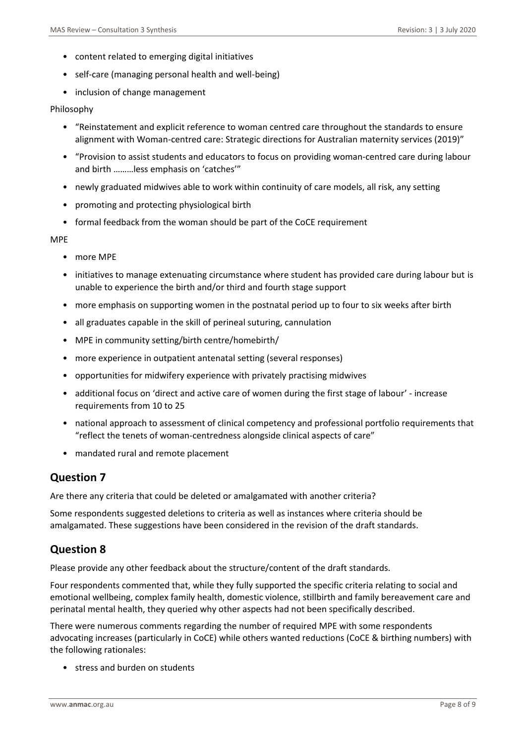- content related to emerging digital initiatives
- self-care (managing personal health and well-being)
- inclusion of change management

Philosophy

- "Reinstatement and explicit reference to woman centred care throughout the standards to ensure alignment with Woman-centred care: Strategic directions for Australian maternity services (2019)"
- "Provision to assist students and educators to focus on providing woman-centred care during labour and birth ………less emphasis on 'catches'"
- newly graduated midwives able to work within continuity of care models, all risk, any setting
- promoting and protecting physiological birth
- formal feedback from the woman should be part of the CoCE requirement

MPE

- more MPE
- initiatives to manage extenuating circumstance where student has provided care during labour but is unable to experience the birth and/or third and fourth stage support
- more emphasis on supporting women in the postnatal period up to four to six weeks after birth
- all graduates capable in the skill of perineal suturing, cannulation
- MPE in community setting/birth centre/homebirth/
- more experience in outpatient antenatal setting (several responses)
- opportunities for midwifery experience with privately practising midwives
- additional focus on 'direct and active care of women during the first stage of labour' - increase requirements from 10 to 25
- national approach to assessment of clinical competency and professional portfolio requirements that "reflect the tenets of woman-centredness alongside clinical aspects of care"
- mandated rural and remote placement

## Question 7

Are there any criteria that could be deleted or amalgamated with another criteria?

Some respondents suggested deletions to criteria as well as instances where criteria should be amalgamated. These suggestions have been considered in the revision of the draft standards.

## Question 8

Please provide any other feedback about the structure/content of the draft standards.

Four respondents commented that, while they fully supported the specific criteria relating to social and emotional wellbeing, complex family health, domestic violence, stillbirth and family bereavement care and perinatal mental health, they queried why other aspects had not been specifically described.

There were numerous comments regarding the number of required MPE with some respondents advocating increases (particularly in CoCE) while others wanted reductions (CoCE & birthing numbers) with the following rationales:

- stress and burden on students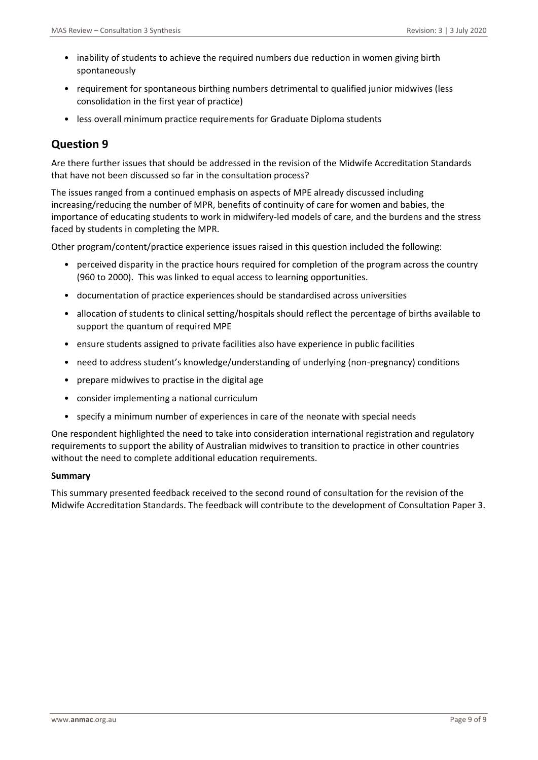- inability of students to achieve the required numbers due reduction in women giving birth spontaneously
- requirement for spontaneous birthing numbers detrimental to qualified junior midwives (less consolidation in the first year of practice)
- less overall minimum practice requirements for Graduate Diploma students

## Question 9

Are there further issues that should be addressed in the revision of the Midwife Accreditation Standards that have not been discussed so far in the consultation process?

The issues ranged from a continued emphasis on aspects of MPE already discussed including increasing/reducing the number of MPR, benefits of continuity of care for women and babies, the importance of educating students to work in midwifery-led models of care, and the burdens and the stress faced by students in completing the MPR.

Other program/content/practice experience issues raised in this question included the following:

- perceived disparity in the practice hours required for completion of the program across the country (960 to 2000). This was linked to equal access to learning opportunities.
- documentation of practice experiences should be standardised across universities
- allocation of students to clinical setting/hospitals should reflect the percentage of births available to support the quantum of required MPE
- ensure students assigned to private facilities also have experience in public facilities
- need to address student's knowledge/understanding of underlying (non-pregnancy) conditions
- prepare midwives to practise in the digital age
- consider implementing a national curriculum
- specify a minimum number of experiences in care of the neonate with special needs

One respondent highlighted the need to take into consideration international registration and regulatory requirements to support the ability of Australian midwives to transition to practice in other countries without the need to complete additional education requirements.

**Summary**

This summary presented feedback received to the second round of consultation for the revision of the Midwife Accreditation Standards. The feedback will contribute to the development of Consultation Paper 3.